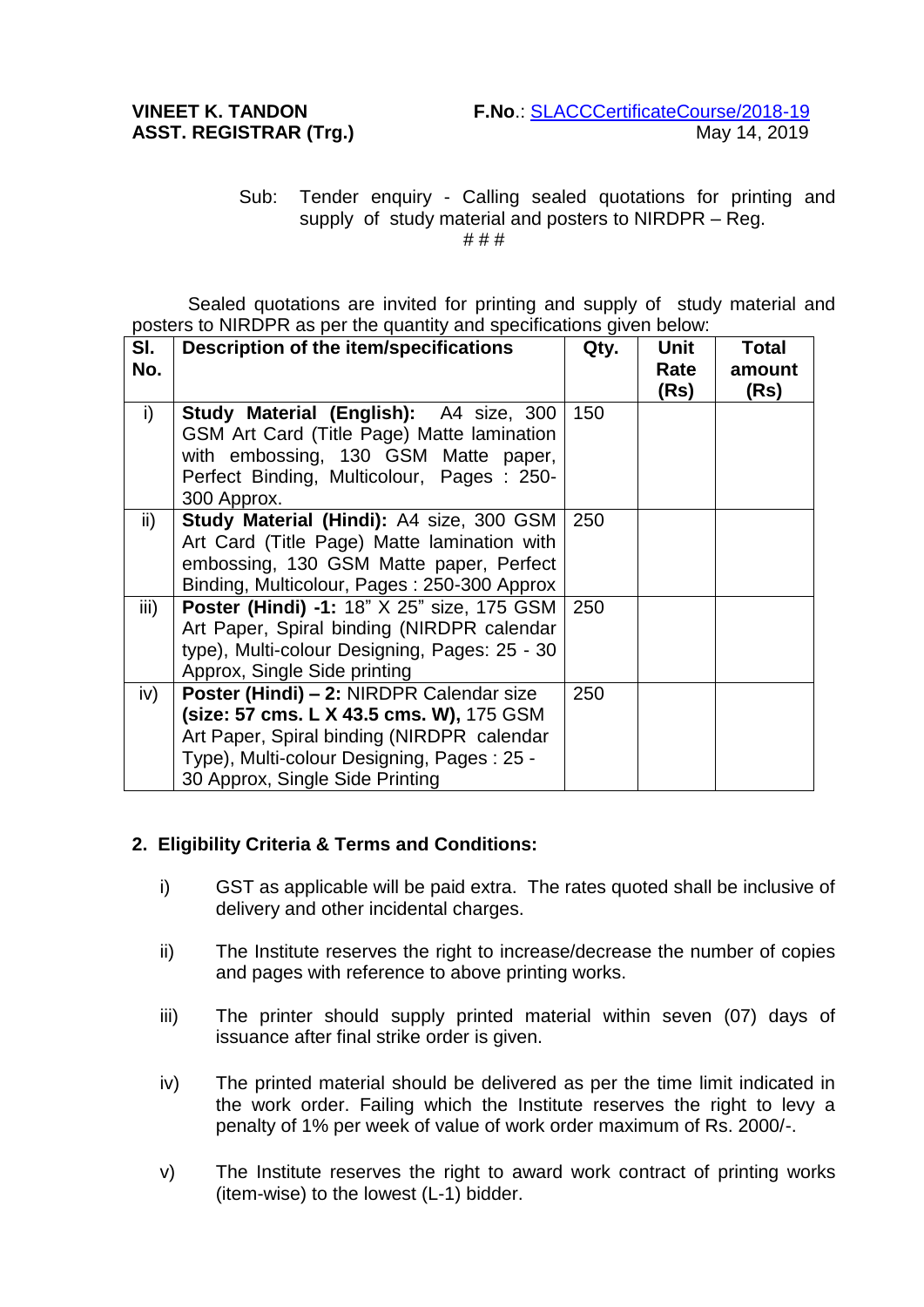**VINEET K. TANDON**
**ASST. REGISTRAR (Trg.)**

**F.No**.: SLACCCertificateCourse/2018-19
May 14, 2019

Sub: Tender enquiry - Calling sealed quotations for printing and supply of study material and posters to NIRDPR – Reg.

# # #

Sealed quotations are invited for printing and supply of study material and posters to NIRDPR as per the quantity and specifications given below:

| Sl. No. | Description of the item/specifications | Qty. | Unit Rate (Rs) | Total amount (Rs) |
|---|---|---|---|---|
| i) | **Study Material (English):** A4 size, 300 GSM Art Card (Title Page) Matte lamination with embossing, 130 GSM Matte paper, Perfect Binding, Multicolour, Pages : 250-300 Approx. | 150 | | |
| ii) | **Study Material (Hindi):** A4 size, 300 GSM Art Card (Title Page) Matte lamination with embossing, 130 GSM Matte paper, Perfect Binding, Multicolour, Pages : 250-300 Approx | 250 | | |
| iii) | **Poster (Hindi) -1:** 18" X 25" size, 175 GSM Art Paper, Spiral binding (NIRDPR calendar type), Multi-colour Designing, Pages: 25 - 30 Approx, Single Side printing | 250 | | |
| iv) | **Poster (Hindi) – 2:** NIRDPR Calendar size **(size: 57 cms. L X 43.5 cms. W),** 175 GSM Art Paper, Spiral binding (NIRDPR calendar Type), Multi-colour Designing, Pages : 25 - 30 Approx, Single Side Printing | 250 | | |

**2. Eligibility Criteria & Terms and Conditions:**

i) GST as applicable will be paid extra. The rates quoted shall be inclusive of delivery and other incidental charges.

ii) The Institute reserves the right to increase/decrease the number of copies and pages with reference to above printing works.

iii) The printer should supply printed material within seven (07) days of issuance after final strike order is given.

iv) The printed material should be delivered as per the time limit indicated in the work order. Failing which the Institute reserves the right to levy a penalty of 1% per week of value of work order maximum of Rs. 2000/-.

v) The Institute reserves the right to award work contract of printing works (item-wise) to the lowest (L-1) bidder.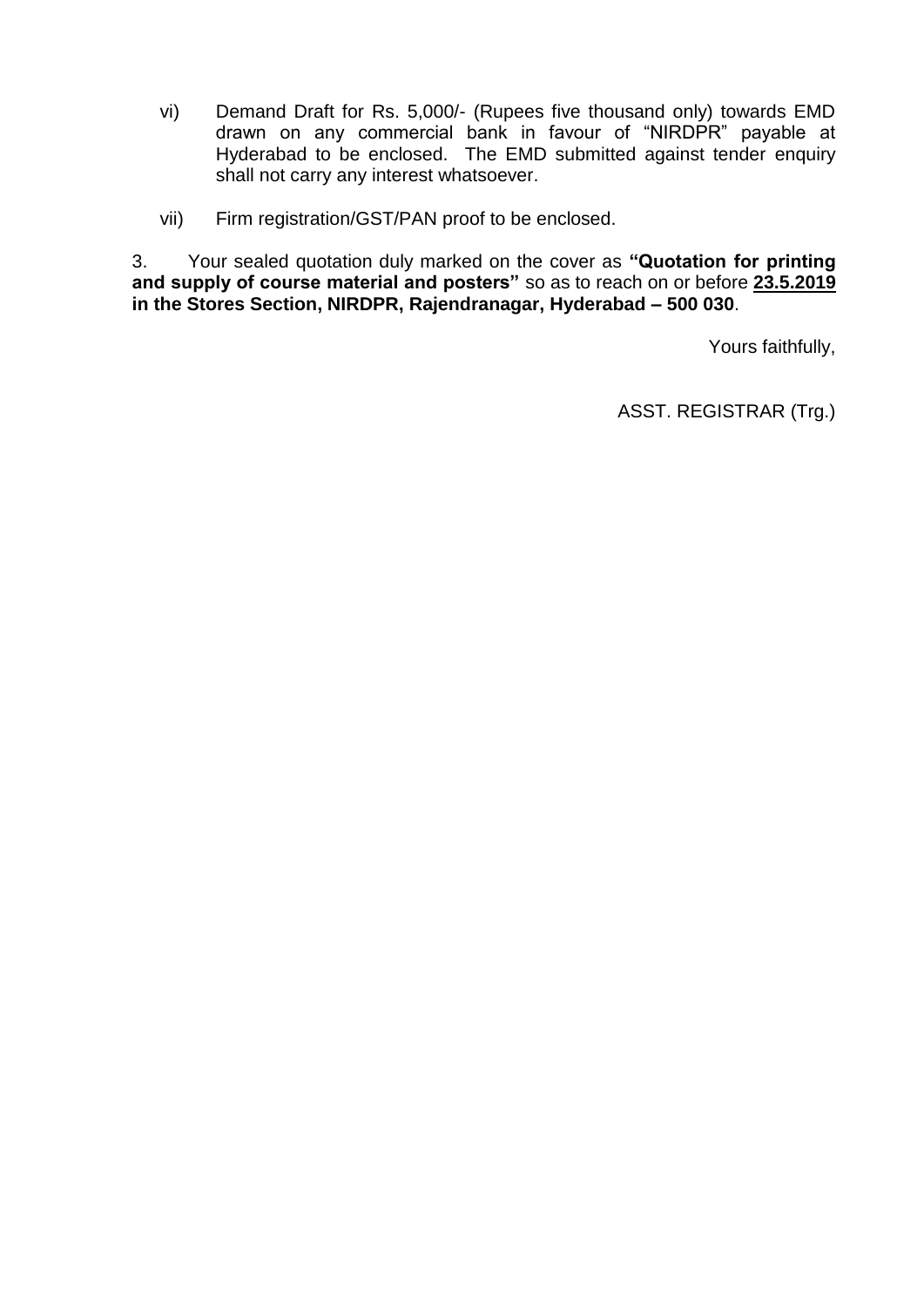vi) Demand Draft for Rs. 5,000/- (Rupees five thousand only) towards EMD drawn on any commercial bank in favour of "NIRDPR" payable at Hyderabad to be enclosed. The EMD submitted against tender enquiry shall not carry any interest whatsoever.

vii) Firm registration/GST/PAN proof to be enclosed.

3. Your sealed quotation duly marked on the cover as **"Quotation for printing and supply of course material and posters"** so as to reach on or before **23.5.2019 in the Stores Section, NIRDPR, Rajendranagar, Hyderabad – 500 030**.

Yours faithfully,

ASST. REGISTRAR (Trg.)